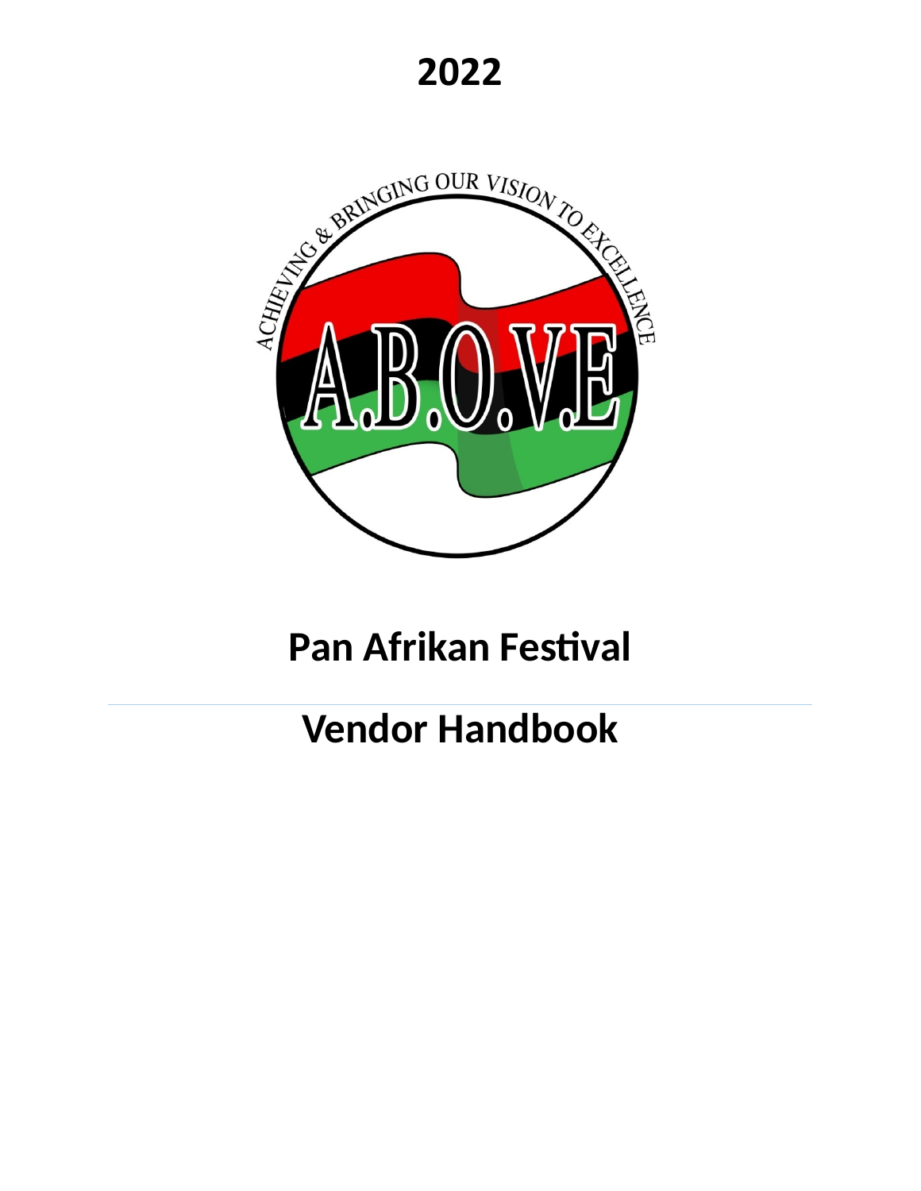# 2022

ACHIEVING & BRINGING OUR VISION TO EXCELLENCE

A.B.O.V.E

# Pan Afrikan Festival

---

# Vendor Handbook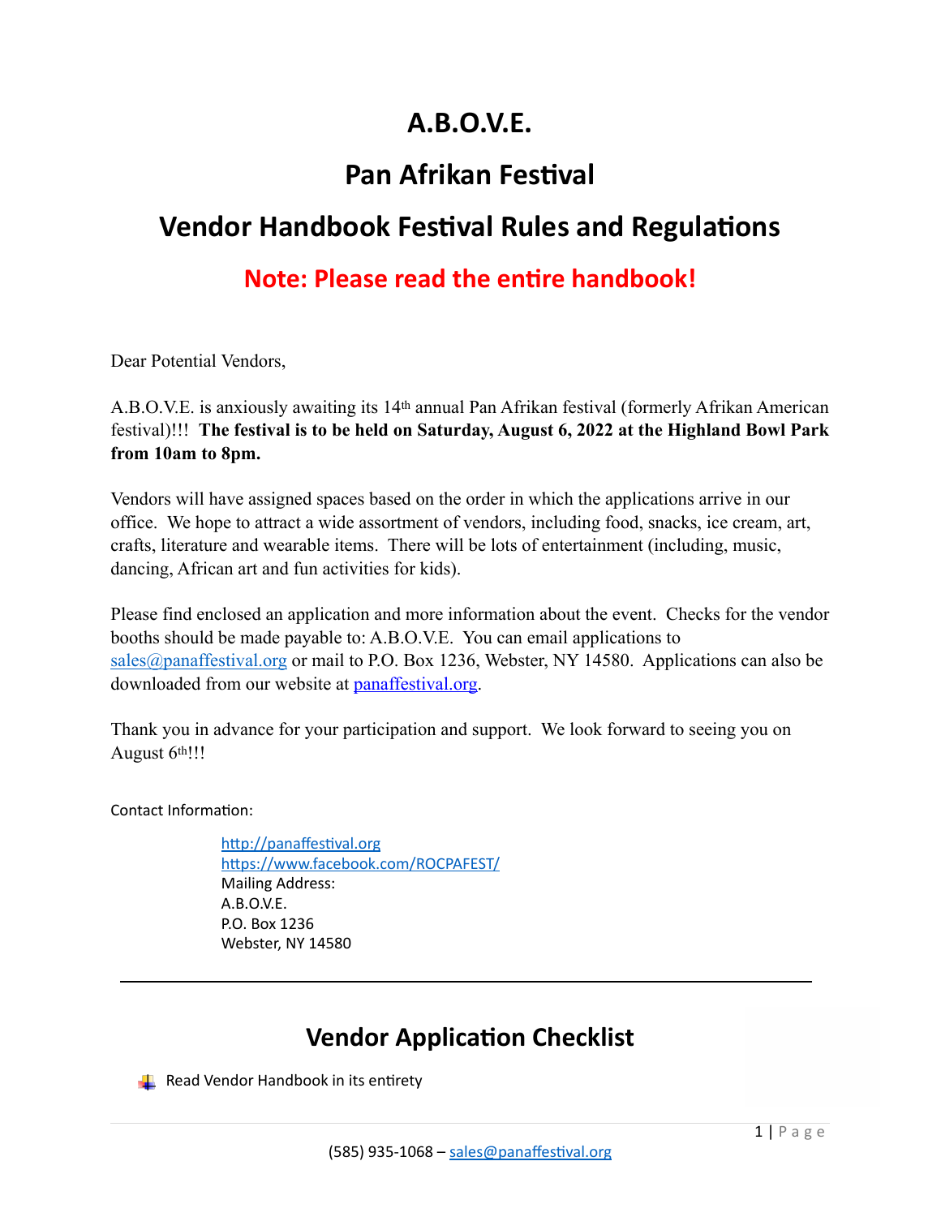# A.B.O.V.E.

# Pan Afrikan Festival

# Vendor Handbook Festival Rules and Regulations

## Note: Please read the entire handbook!

Dear Potential Vendors,

A.B.O.V.E. is anxiously awaiting its 14th annual Pan Afrikan festival (formerly Afrikan American festival)!!! **The festival is to be held on Saturday, August 6, 2022 at the Highland Bowl Park from 10am to 8pm.**

Vendors will have assigned spaces based on the order in which the applications arrive in our office. We hope to attract a wide assortment of vendors, including food, snacks, ice cream, art, crafts, literature and wearable items. There will be lots of entertainment (including, music, dancing, African art and fun activities for kids).

Please find enclosed an application and more information about the event. Checks for the vendor booths should be made payable to: A.B.O.V.E. You can email applications to sales@panaffestival.org or mail to P.O. Box 1236, Webster, NY 14580. Applications can also be downloaded from our website at panaffestival.org.

Thank you in advance for your participation and support. We look forward to seeing you on August 6th!!!

Contact Information:

http://panaffestival.org
https://www.facebook.com/ROCPAFEST/
Mailing Address:
A.B.O.V.E.
P.O. Box 1236
Webster, NY 14580

---

## Vendor Application Checklist

- Read Vendor Handbook in its entirety

(585) 935-1068 – sales@panaffestival.org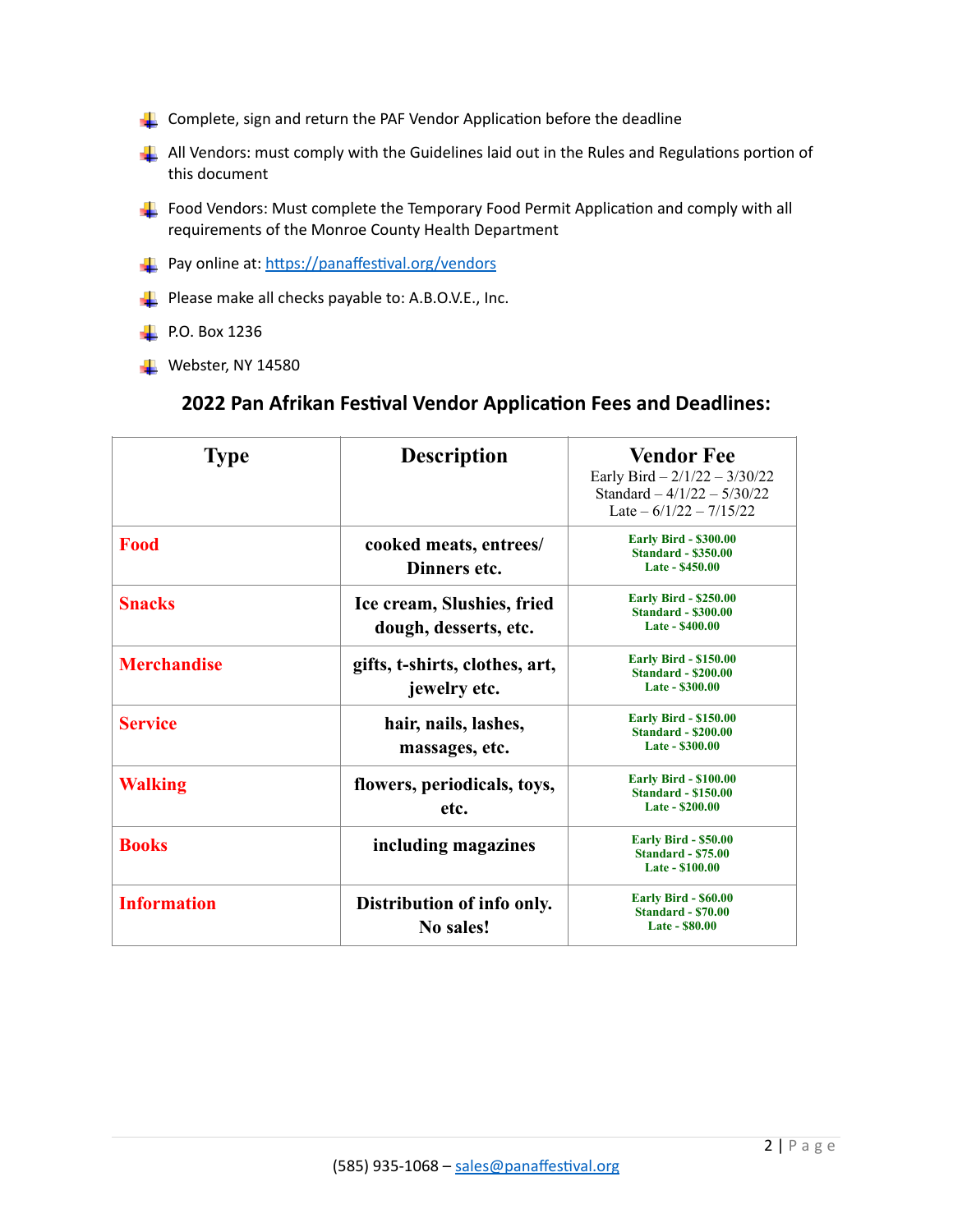- Complete, sign and return the PAF Vendor Application before the deadline
- All Vendors: must comply with the Guidelines laid out in the Rules and Regulations portion of this document
- Food Vendors: Must complete the Temporary Food Permit Application and comply with all requirements of the Monroe County Health Department
- Pay online at: [https://panaffestival.org/vendors](https://panaffestival.org/vendors)
- Please make all checks payable to: A.B.O.V.E., Inc.
- P.O. Box 1236
- Webster, NY 14580

## 2022 Pan Afrikan Festival Vendor Application Fees and Deadlines:

| Type | Description | Vendor Fee<br>Early Bird – 2/1/22 – 3/30/22<br>Standard – 4/1/22 – 5/30/22<br>Late – 6/1/22 – 7/15/22 |
|---|---|---|
| **Food** | **cooked meats, entrees/ Dinners etc.** | **Early Bird - $300.00<br>Standard - $350.00<br>Late - $450.00** |
| **Snacks** | **Ice cream, Slushies, fried dough, desserts, etc.** | **Early Bird - $250.00<br>Standard - $300.00<br>Late - $400.00** |
| **Merchandise** | **gifts, t-shirts, clothes, art, jewelry etc.** | **Early Bird - $150.00<br>Standard - $200.00<br>Late - $300.00** |
| **Service** | **hair, nails, lashes, massages, etc.** | **Early Bird - $150.00<br>Standard - $200.00<br>Late - $300.00** |
| **Walking** | **flowers, periodicals, toys, etc.** | **Early Bird - $100.00<br>Standard - $150.00<br>Late - $200.00** |
| **Books** | **including magazines** | **Early Bird - $50.00<br>Standard - $75.00<br>Late - $100.00** |
| **Information** | **Distribution of info only. No sales!** | **Early Bird - $60.00<br>Standard - $70.00<br>Late - $80.00** |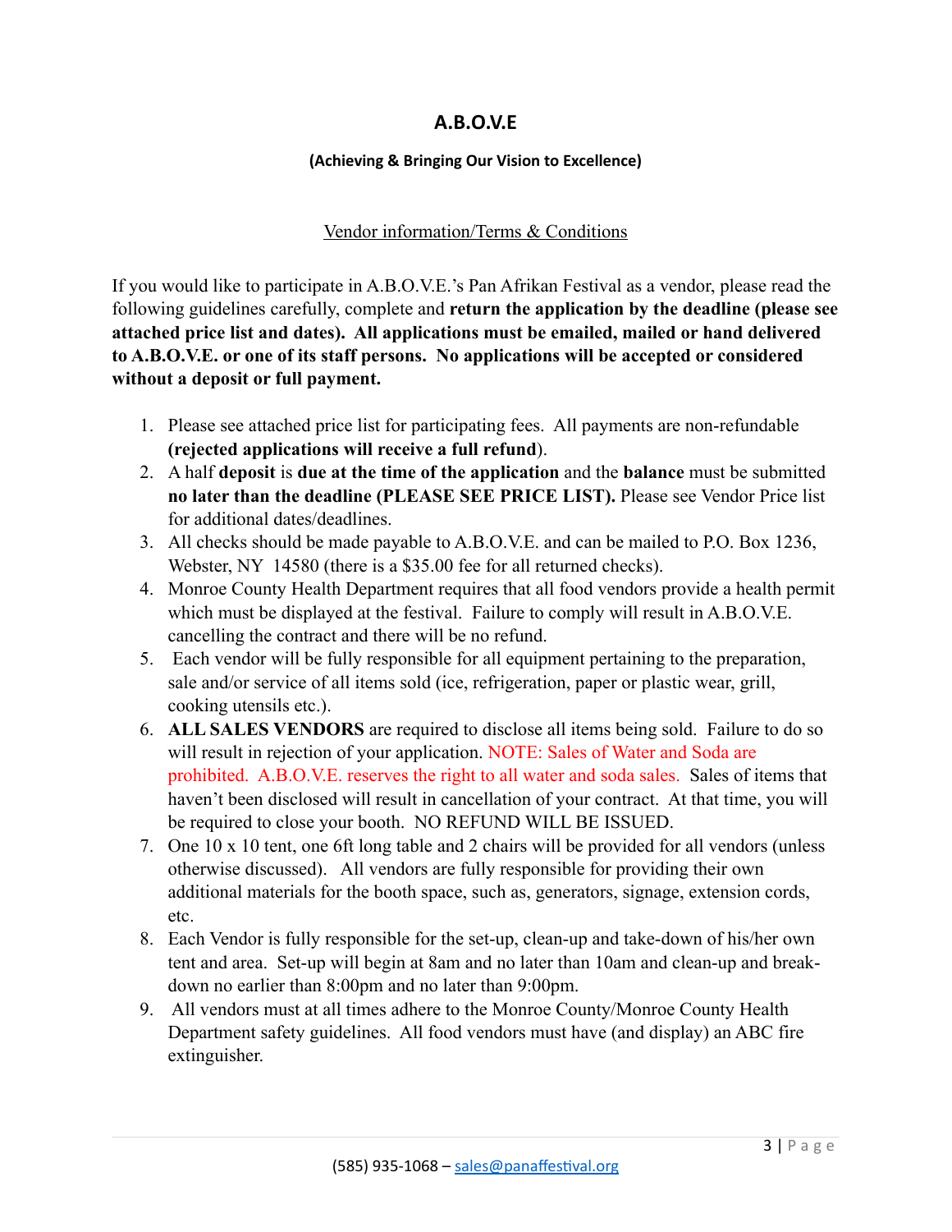# A.B.O.V.E

**(Achieving & Bringing Our Vision to Excellence)**

Vendor information/Terms & Conditions

If you would like to participate in A.B.O.V.E.'s Pan Afrikan Festival as a vendor, please read the following guidelines carefully, complete and **return the application by the deadline (please see attached price list and dates). All applications must be emailed, mailed or hand delivered to A.B.O.V.E. or one of its staff persons. No applications will be accepted or considered without a deposit or full payment.**

1. Please see attached price list for participating fees. All payments are non-refundable **(rejected applications will receive a full refund**).
2. A half **deposit** is **due at the time of the application** and the **balance** must be submitted **no later than the deadline (PLEASE SEE PRICE LIST).** Please see Vendor Price list for additional dates/deadlines.
3. All checks should be made payable to A.B.O.V.E. and can be mailed to P.O. Box 1236, Webster, NY 14580 (there is a $35.00 fee for all returned checks).
4. Monroe County Health Department requires that all food vendors provide a health permit which must be displayed at the festival. Failure to comply will result in A.B.O.V.E. cancelling the contract and there will be no refund.
5. Each vendor will be fully responsible for all equipment pertaining to the preparation, sale and/or service of all items sold (ice, refrigeration, paper or plastic wear, grill, cooking utensils etc.).
6. **ALL SALES VENDORS** are required to disclose all items being sold. Failure to do so will result in rejection of your application. NOTE: Sales of Water and Soda are prohibited. A.B.O.V.E. reserves the right to all water and soda sales. Sales of items that haven't been disclosed will result in cancellation of your contract. At that time, you will be required to close your booth. NO REFUND WILL BE ISSUED.
7. One 10 x 10 tent, one 6ft long table and 2 chairs will be provided for all vendors (unless otherwise discussed). All vendors are fully responsible for providing their own additional materials for the booth space, such as, generators, signage, extension cords, etc.
8. Each Vendor is fully responsible for the set-up, clean-up and take-down of his/her own tent and area. Set-up will begin at 8am and no later than 10am and clean-up and break-down no earlier than 8:00pm and no later than 9:00pm.
9. All vendors must at all times adhere to the Monroe County/Monroe County Health Department safety guidelines. All food vendors must have (and display) an ABC fire extinguisher.

(585) 935-1068 – sales@panaffestival.org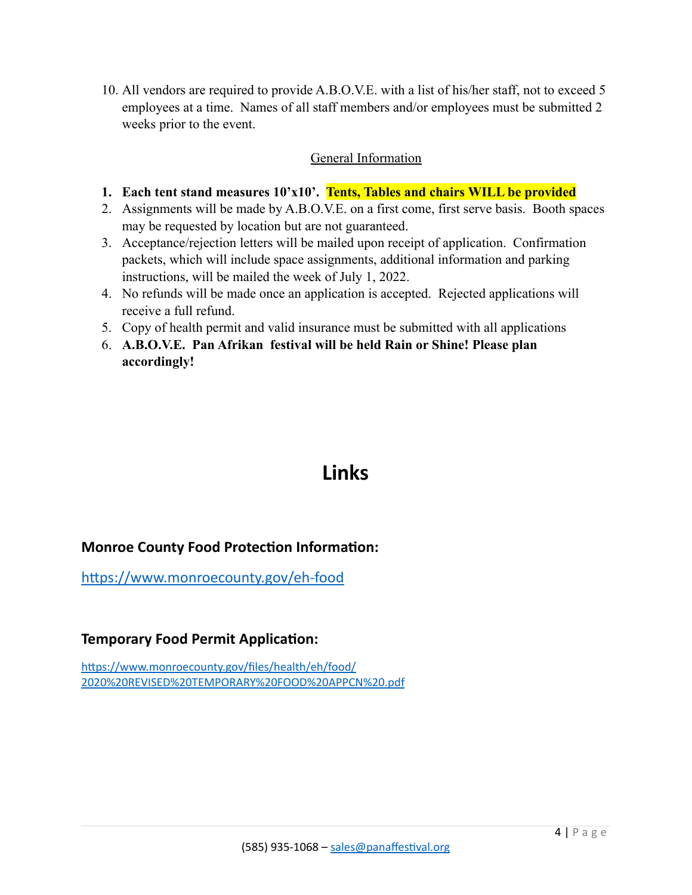10. All vendors are required to provide A.B.O.V.E. with a list of his/her staff, not to exceed 5 employees at a time. Names of all staff members and/or employees must be submitted 2 weeks prior to the event.

General Information

1. **Each tent stand measures 10'x10'. Tents, Tables and chairs WILL be provided**
2. Assignments will be made by A.B.O.V.E. on a first come, first serve basis. Booth spaces may be requested by location but are not guaranteed.
3. Acceptance/rejection letters will be mailed upon receipt of application. Confirmation packets, which will include space assignments, additional information and parking instructions, will be mailed the week of July 1, 2022.
4. No refunds will be made once an application is accepted. Rejected applications will receive a full refund.
5. Copy of health permit and valid insurance must be submitted with all applications
6. **A.B.O.V.E. Pan Afrikan festival will be held Rain or Shine! Please plan accordingly!**

# Links

### Monroe County Food Protection Information:

https://www.monroecounty.gov/eh-food

### Temporary Food Permit Application:

https://www.monroecounty.gov/files/health/eh/food/2020%20REVISED%20TEMPORARY%20FOOD%20APPCN%20.pdf

(585) 935-1068 – sales@panaffestival.org